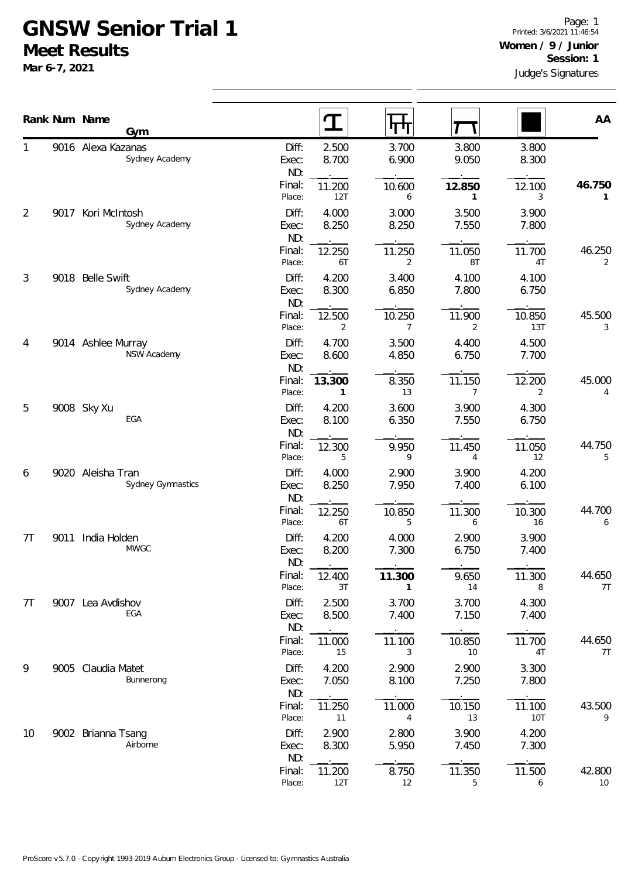# GNSW Senior Trial 1

## Meet Results

**Mar 6-7, 2021**

Printed: 3/6/2021 11:46:54

**Women / 9 / Junior**

**Session: 1**

Judge's Signatures

| Rank | Num | Name / Gym | | Vault | Bars | Beam | Floor | AA |
|---|---|---|---|---|---|---|---|---|
| 1 | 9016 | Alexa Kazanas<br>Sydney Academy | Diff: | 2.500 | 3.700 | 3.800 | 3.800 | |
| | | | Exec: | 8.700 | 6.900 | 9.050 | 8.300 | |
| | | | ND: | . | . | . | . | |
| | | | Final: | 11.200 | 10.600 | **12.850** | 12.100 | **46.750** |
| | | | Place: | 12T | 6 | **1** | 3 | **1** |
| 2 | 9017 | Kori McIntosh<br>Sydney Academy | Diff: | 4.000 | 3.000 | 3.500 | 3.900 | |
| | | | Exec: | 8.250 | 8.250 | 7.550 | 7.800 | |
| | | | ND: | . | . | . | . | |
| | | | Final: | 12.250 | 11.250 | 11.050 | 11.700 | 46.250 |
| | | | Place: | 6T | 2 | 8T | 4T | 2 |
| 3 | 9018 | Belle Swift<br>Sydney Academy | Diff: | 4.200 | 3.400 | 4.100 | 4.100 | |
| | | | Exec: | 8.300 | 6.850 | 7.800 | 6.750 | |
| | | | ND: | . | . | . | . | |
| | | | Final: | 12.500 | 10.250 | 11.900 | 10.850 | 45.500 |
| | | | Place: | 2 | 7 | 2 | 13T | 3 |
| 4 | 9014 | Ashlee Murray<br>NSW Academy | Diff: | 4.700 | 3.500 | 4.400 | 4.500 | |
| | | | Exec: | 8.600 | 4.850 | 6.750 | 7.700 | |
| | | | ND: | . | . | . | . | |
| | | | Final: | **13.300** | 8.350 | 11.150 | 12.200 | 45.000 |
| | | | Place: | **1** | 13 | 7 | 2 | 4 |
| 5 | 9008 | Sky Xu<br>EGA | Diff: | 4.200 | 3.600 | 3.900 | 4.300 | |
| | | | Exec: | 8.100 | 6.350 | 7.550 | 6.750 | |
| | | | ND: | . | . | . | . | |
| | | | Final: | 12.300 | 9.950 | 11.450 | 11.050 | 44.750 |
| | | | Place: | 5 | 9 | 4 | 12 | 5 |
| 6 | 9020 | Aleisha Tran<br>Sydney Gymnastics | Diff: | 4.000 | 2.900 | 3.900 | 4.200 | |
| | | | Exec: | 8.250 | 7.950 | 7.400 | 6.100 | |
| | | | ND: | . | . | . | . | |
| | | | Final: | 12.250 | 10.850 | 11.300 | 10.300 | 44.700 |
| | | | Place: | 6T | 5 | 6 | 16 | 6 |
| 7T | 9011 | India Holden<br>MWGC | Diff: | 4.200 | 4.000 | 2.900 | 3.900 | |
| | | | Exec: | 8.200 | 7.300 | 6.750 | 7.400 | |
| | | | ND: | . | . | . | . | |
| | | | Final: | 12.400 | **11.300** | 9.650 | 11.300 | 44.650 |
| | | | Place: | 3T | **1** | 14 | 8 | 7T |
| 7T | 9007 | Lea Avdishov<br>EGA | Diff: | 2.500 | 3.700 | 3.700 | 4.300 | |
| | | | Exec: | 8.500 | 7.400 | 7.150 | 7.400 | |
| | | | ND: | . | . | . | . | |
| | | | Final: | 11.000 | 11.100 | 10.850 | 11.700 | 44.650 |
| | | | Place: | 15 | 3 | 10 | 4T | 7T |
| 9 | 9005 | Claudia Matet<br>Bunnerong | Diff: | 4.200 | 2.900 | 2.900 | 3.300 | |
| | | | Exec: | 7.050 | 8.100 | 7.250 | 7.800 | |
| | | | ND: | . | . | . | . | |
| | | | Final: | 11.250 | 11.000 | 10.150 | 11.100 | 43.500 |
| | | | Place: | 11 | 4 | 13 | 10T | 9 |
| 10 | 9002 | Brianna Tsang<br>Airborne | Diff: | 2.900 | 2.800 | 3.900 | 4.200 | |
| | | | Exec: | 8.300 | 5.950 | 7.450 | 7.300 | |
| | | | ND: | . | . | . | . | |
| | | | Final: | 11.200 | 8.750 | 11.350 | 11.500 | 42.800 |
| | | | Place: | 12T | 12 | 5 | 6 | 10 |

ProScore v5.7.0 - Copyright 1993-2019 Auburn Electronics Group - Licensed to: Gymnastics Australia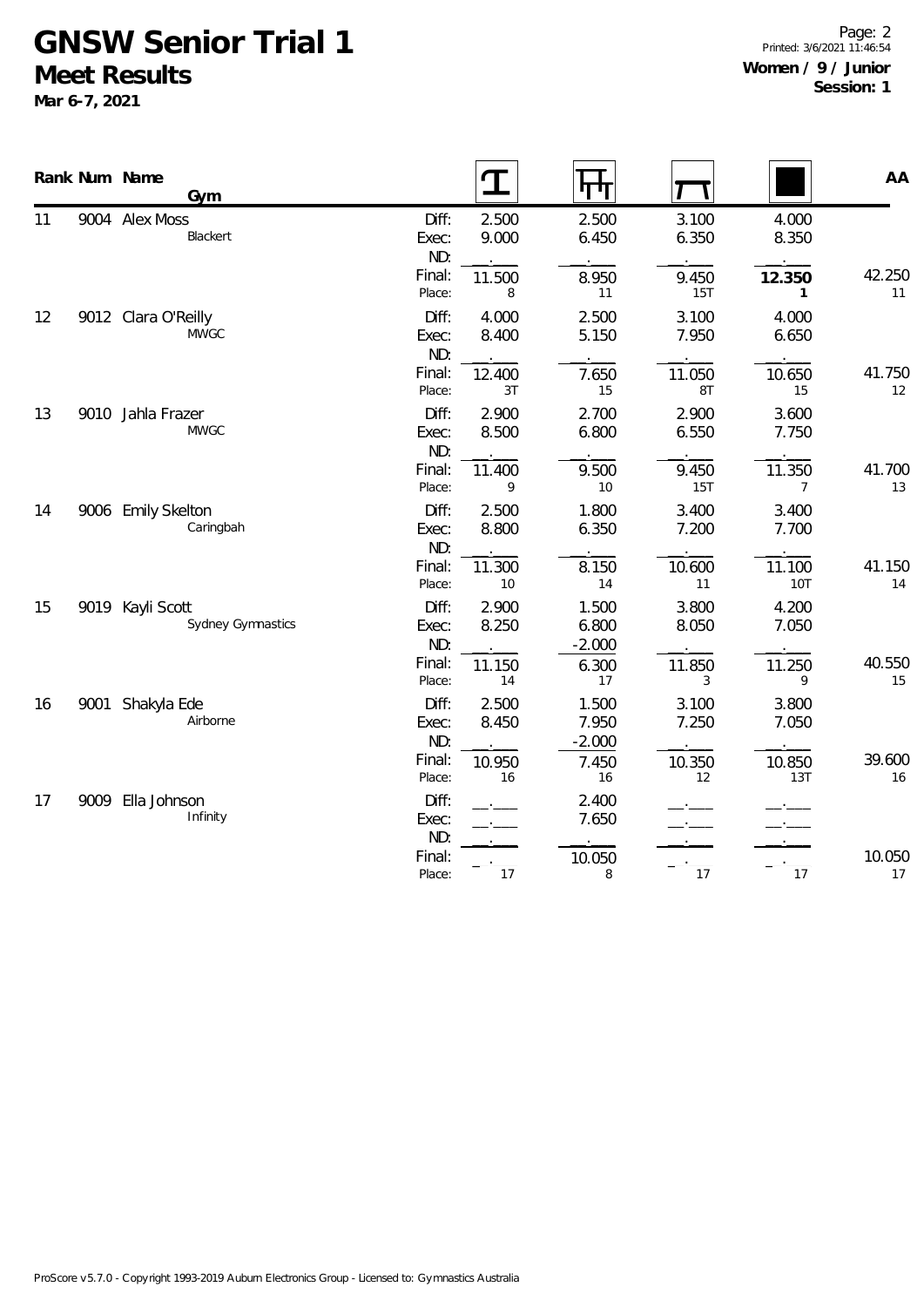# GNSW Senior Trial 1

## Meet Results

**Mar 6-7, 2021**

**Women / 9 / Junior**
**Session: 1**

| Rank | Num | Name / Gym | | Vault | Bars | Beam | Floor | AA |
|---|---|---|---|---|---|---|---|---|
| 11 | 9004 | Alex Moss | Diff: | 2.500 | 2.500 | 3.100 | 4.000 | |
| | | Blackert | Exec: | 9.000 | 6.450 | 6.350 | 8.350 | |
| | | | ND: | . | . | . | . | |
| | | | Final: | 11.500 | 8.950 | 9.450 | **12.350** | 42.250 |
| | | | Place: | 8 | 11 | 15T | **1** | 11 |
| 12 | 9012 | Clara O'Reilly | Diff: | 4.000 | 2.500 | 3.100 | 4.000 | |
| | | MWGC | Exec: | 8.400 | 5.150 | 7.950 | 6.650 | |
| | | | ND: | . | . | . | . | |
| | | | Final: | 12.400 | 7.650 | 11.050 | 10.650 | 41.750 |
| | | | Place: | 3T | 15 | 8T | 15 | 12 |
| 13 | 9010 | Jahla Frazer | Diff: | 2.900 | 2.700 | 2.900 | 3.600 | |
| | | MWGC | Exec: | 8.500 | 6.800 | 6.550 | 7.750 | |
| | | | ND: | . | . | . | . | |
| | | | Final: | 11.400 | 9.500 | 9.450 | 11.350 | 41.700 |
| | | | Place: | 9 | 10 | 15T | 7 | 13 |
| 14 | 9006 | Emily Skelton | Diff: | 2.500 | 1.800 | 3.400 | 3.400 | |
| | | Caringbah | Exec: | 8.800 | 6.350 | 7.200 | 7.700 | |
| | | | ND: | . | . | . | . | |
| | | | Final: | 11.300 | 8.150 | 10.600 | 11.100 | 41.150 |
| | | | Place: | 10 | 14 | 11 | 10T | 14 |
| 15 | 9019 | Kayli Scott | Diff: | 2.900 | 1.500 | 3.800 | 4.200 | |
| | | Sydney Gymnastics | Exec: | 8.250 | 6.800 | 8.050 | 7.050 | |
| | | | ND: | . | -2.000 | . | . | |
| | | | Final: | 11.150 | 6.300 | 11.850 | 11.250 | 40.550 |
| | | | Place: | 14 | 17 | 3 | 9 | 15 |
| 16 | 9001 | Shakyla Ede | Diff: | 2.500 | 1.500 | 3.100 | 3.800 | |
| | | Airborne | Exec: | 8.450 | 7.950 | 7.250 | 7.050 | |
| | | | ND: | . | -2.000 | . | . | |
| | | | Final: | 10.950 | 7.450 | 10.350 | 10.850 | 39.600 |
| | | | Place: | 16 | 16 | 12 | 13T | 16 |
| 17 | 9009 | Ella Johnson | Diff: | . | 2.400 | . | . | |
| | | Infinity | Exec: | . | 7.650 | . | . | |
| | | | ND: | . | . | . | . | |
| | | | Final: | . | 10.050 | . | . | 10.050 |
| | | | Place: | 17 | 8 | 17 | 17 | 17 |

ProScore v5.7.0 - Copyright 1993-2019 Auburn Electronics Group - Licensed to: Gymnastics Australia